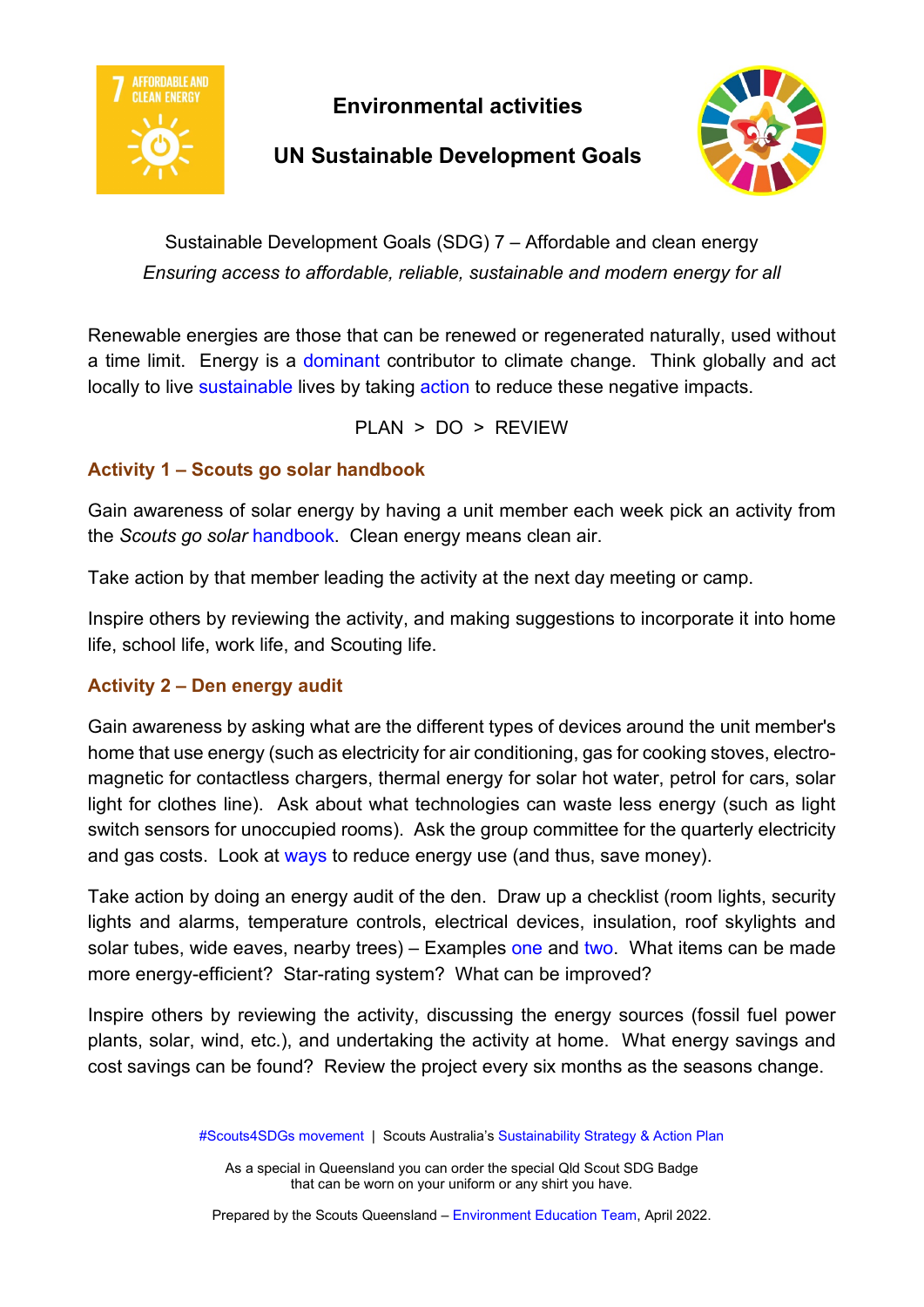# Environmental activities

## UN Sustainable Development Goals

Sustainable Development Goals (SDG) 7 – Affordable and clean energy

*Ensuring access to affordable, reliable, sustainable and modern energy for all*

Renewable energies are those that can be renewed or regenerated naturally, used without a time limit. Energy is a dominant contributor to climate change. Think globally and act locally to live sustainable lives by taking action to reduce these negative impacts.

PLAN > DO > REVIEW

### Activity 1 – Scouts go solar handbook

Gain awareness of solar energy by having a unit member each week pick an activity from the *Scouts go solar* handbook. Clean energy means clean air.

Take action by that member leading the activity at the next day meeting or camp.

Inspire others by reviewing the activity, and making suggestions to incorporate it into home life, school life, work life, and Scouting life.

### Activity 2 – Den energy audit

Gain awareness by asking what are the different types of devices around the unit member's home that use energy (such as electricity for air conditioning, gas for cooking stoves, electro-magnetic for contactless chargers, thermal energy for solar hot water, petrol for cars, solar light for clothes line). Ask about what technologies can waste less energy (such as light switch sensors for unoccupied rooms). Ask the group committee for the quarterly electricity and gas costs. Look at ways to reduce energy use (and thus, save money).

Take action by doing an energy audit of the den. Draw up a checklist (room lights, security lights and alarms, temperature controls, electrical devices, insulation, roof skylights and solar tubes, wide eaves, nearby trees) – Examples one and two. What items can be made more energy-efficient? Star-rating system? What can be improved?

Inspire others by reviewing the activity, discussing the energy sources (fossil fuel power plants, solar, wind, etc.), and undertaking the activity at home. What energy savings and cost savings can be found? Review the project every six months as the seasons change.

#Scouts4SDGs movement | Scouts Australia's Sustainability Strategy & Action Plan

As a special in Queensland you can order the special Qld Scout SDG Badge that can be worn on your uniform or any shirt you have.

Prepared by the Scouts Queensland – Environment Education Team, April 2022.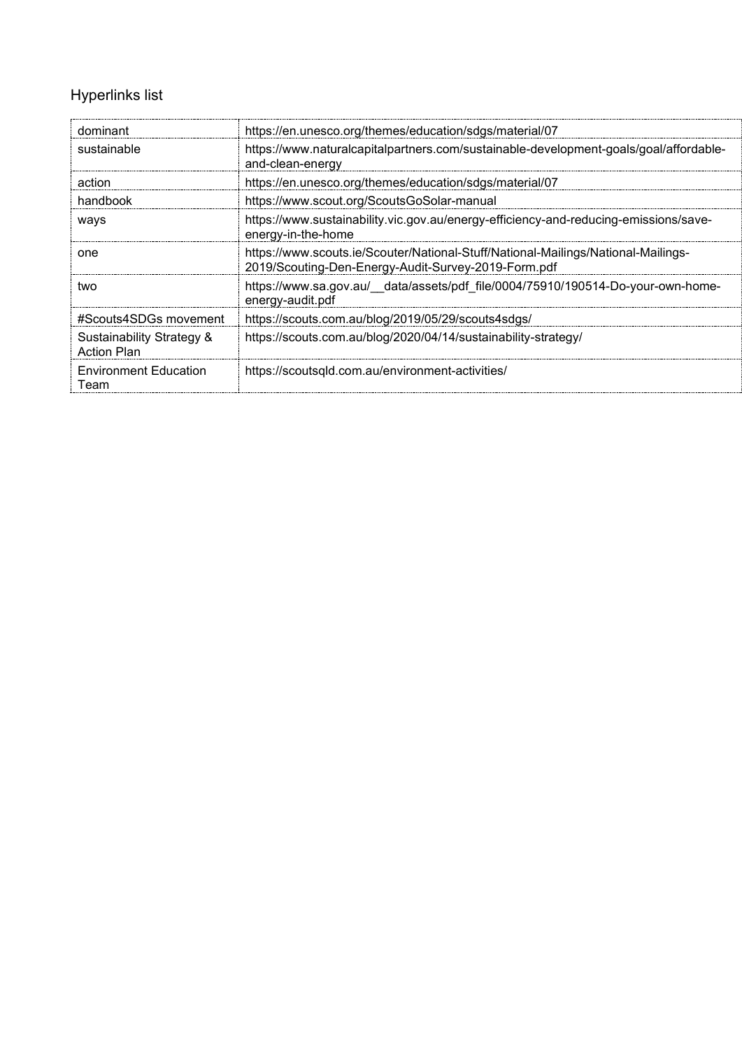Hyperlinks list

| | |
|---|---|
| dominant | https://en.unesco.org/themes/education/sdgs/material/07 |
| sustainable | https://www.naturalcapitalpartners.com/sustainable-development-goals/goal/affordable-and-clean-energy |
| action | https://en.unesco.org/themes/education/sdgs/material/07 |
| handbook | https://www.scout.org/ScoutsGoSolar-manual |
| ways | https://www.sustainability.vic.gov.au/energy-efficiency-and-reducing-emissions/save-energy-in-the-home |
| one | https://www.scouts.ie/Scouter/National-Stuff/National-Mailings/National-Mailings-2019/Scouting-Den-Energy-Audit-Survey-2019-Form.pdf |
| two | https://www.sa.gov.au/__data/assets/pdf_file/0004/75910/190514-Do-your-own-home-energy-audit.pdf |
| #Scouts4SDGs movement | https://scouts.com.au/blog/2019/05/29/scouts4sdgs/ |
| Sustainability Strategy & Action Plan | https://scouts.com.au/blog/2020/04/14/sustainability-strategy/ |
| Environment Education Team | https://scoutsqld.com.au/environment-activities/ |